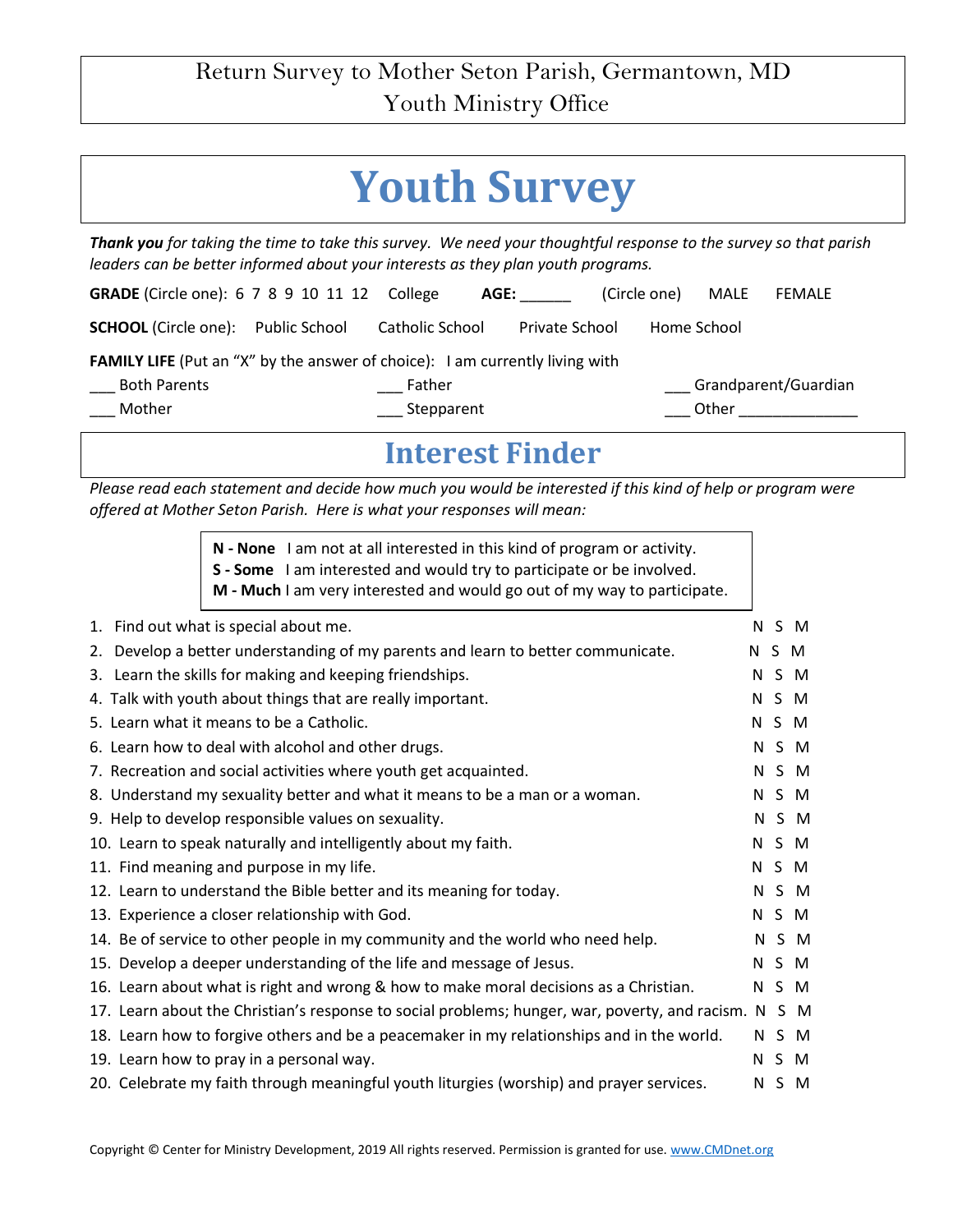Return Survey to Mother Seton Parish, Germantown, MD
Youth Ministry Office

# Youth Survey

***Thank you*** *for taking the time to take this survey. We need your thoughtful response to the survey so that parish leaders can be better informed about your interests as they plan youth programs.*

**GRADE** (Circle one): 6 7 8 9 10 11 12 College **AGE:** ______ (Circle one) MALE FEMALE

**SCHOOL** (Circle one): Public School Catholic School Private School Home School

**FAMILY LIFE** (Put an "X" by the answer of choice): I am currently living with

___ Both Parents ___ Father ___ Grandparent/Guardian
___ Mother ___ Stepparent ___ Other ______________

## Interest Finder

*Please read each statement and decide how much you would be interested if this kind of help or program were offered at Mother Seton Parish. Here is what your responses will mean:*

**N - None** I am not at all interested in this kind of program or activity.
**S - Some** I am interested and would try to participate or be involved.
**M - Much** I am very interested and would go out of my way to participate.

1. Find out what is special about me. N S M
2. Develop a better understanding of my parents and learn to better communicate. N S M
3. Learn the skills for making and keeping friendships. N S M
4. Talk with youth about things that are really important. N S M
5. Learn what it means to be a Catholic. N S M
6. Learn how to deal with alcohol and other drugs. N S M
7. Recreation and social activities where youth get acquainted. N S M
8. Understand my sexuality better and what it means to be a man or a woman. N S M
9. Help to develop responsible values on sexuality. N S M
10. Learn to speak naturally and intelligently about my faith. N S M
11. Find meaning and purpose in my life. N S M
12. Learn to understand the Bible better and its meaning for today. N S M
13. Experience a closer relationship with God. N S M
14. Be of service to other people in my community and the world who need help. N S M
15. Develop a deeper understanding of the life and message of Jesus. N S M
16. Learn about what is right and wrong & how to make moral decisions as a Christian. N S M
17. Learn about the Christian's response to social problems; hunger, war, poverty, and racism. N S M
18. Learn how to forgive others and be a peacemaker in my relationships and in the world. N S M
19. Learn how to pray in a personal way. N S M
20. Celebrate my faith through meaningful youth liturgies (worship) and prayer services. N S M

Copyright © Center for Ministry Development, 2019 All rights reserved. Permission is granted for use. www.CMDnet.org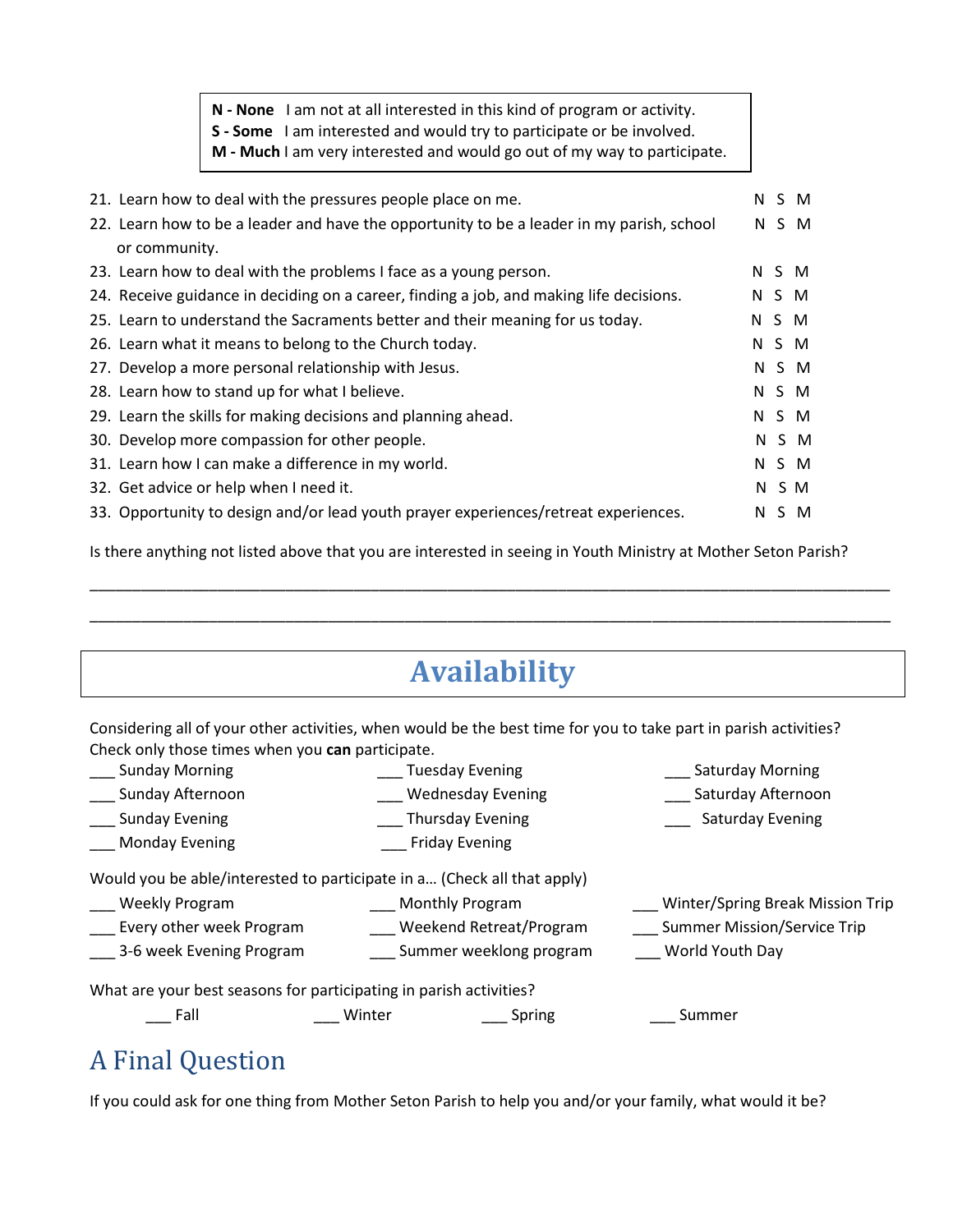**N - None** I am not at all interested in this kind of program or activity.
**S - Some** I am interested and would try to participate or be involved.
**M - Much** I am very interested and would go out of my way to participate.

21. Learn how to deal with the pressures people place on me. N S M
22. Learn how to be a leader and have the opportunity to be a leader in my parish, school or community. N S M
23. Learn how to deal with the problems I face as a young person. N S M
24. Receive guidance in deciding on a career, finding a job, and making life decisions. N S M
25. Learn to understand the Sacraments better and their meaning for us today. N S M
26. Learn what it means to belong to the Church today. N S M
27. Develop a more personal relationship with Jesus. N S M
28. Learn how to stand up for what I believe. N S M
29. Learn the skills for making decisions and planning ahead. N S M
30. Develop more compassion for other people. N S M
31. Learn how I can make a difference in my world. N S M
32. Get advice or help when I need it. N S M
33. Opportunity to design and/or lead youth prayer experiences/retreat experiences. N S M

Is there anything not listed above that you are interested in seeing in Youth Ministry at Mother Seton Parish?

______________________________________________________________________________

______________________________________________________________________________

# Availability

Considering all of your other activities, when would be the best time for you to take part in parish activities? Check only those times when you **can** participate.

___ Sunday Morning
___ Sunday Afternoon
___ Sunday Evening
___ Monday Evening
___ Tuesday Evening
___ Wednesday Evening
___ Thursday Evening
___ Friday Evening
___ Saturday Morning
___ Saturday Afternoon
___ Saturday Evening

Would you be able/interested to participate in a… (Check all that apply)

___ Weekly Program
___ Every other week Program
___ 3-6 week Evening Program
___ Monthly Program
___ Weekend Retreat/Program
___ Summer weeklong program
___ Winter/Spring Break Mission Trip
___ Summer Mission/Service Trip
___ World Youth Day

What are your best seasons for participating in parish activities?

___ Fall ___ Winter ___ Spring ___ Summer

## A Final Question

If you could ask for one thing from Mother Seton Parish to help you and/or your family, what would it be?